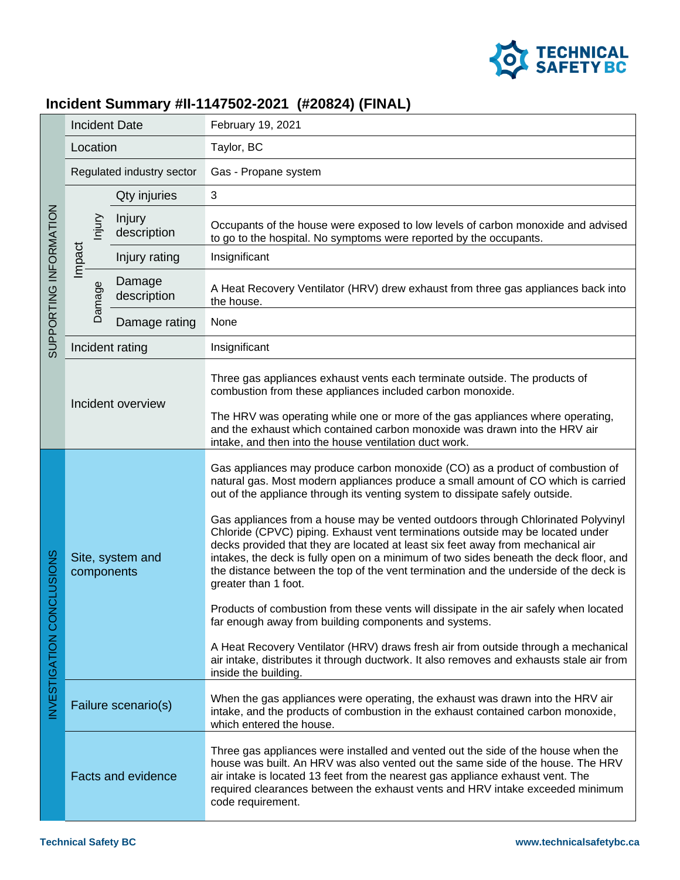# Incident Summary #II-1147502-2021 (#20824) (FINAL)

| | | | |
|---|---|---|---|
| SUPPORTING INFORMATION | Incident Date | | February 19, 2021 |
| | Location | | Taylor, BC |
| | Regulated industry sector | | Gas - Propane system |
| | Impact – Injury | Qty injuries | 3 |
| | | Injury description | Occupants of the house were exposed to low levels of carbon monoxide and advised to go to the hospital. No symptoms were reported by the occupants. |
| | | Injury rating | Insignificant |
| | Impact – Damage | Damage description | A Heat Recovery Ventilator (HRV) drew exhaust from three gas appliances back into the house. |
| | | Damage rating | None |
| | Incident rating | | Insignificant |
| | Incident overview | | Three gas appliances exhaust vents each terminate outside. The products of combustion from these appliances included carbon monoxide.<br><br>The HRV was operating while one or more of the gas appliances where operating, and the exhaust which contained carbon monoxide was drawn into the HRV air intake, and then into the house ventilation duct work. |
| INVESTIGATION CONCLUSIONS | Site, system and components | | Gas appliances may produce carbon monoxide (CO) as a product of combustion of natural gas. Most modern appliances produce a small amount of CO which is carried out of the appliance through its venting system to dissipate safely outside.<br><br>Gas appliances from a house may be vented outdoors through Chlorinated Polyvinyl Chloride (CPVC) piping. Exhaust vent terminations outside may be located under decks provided that they are located at least six feet away from mechanical air intakes, the deck is fully open on a minimum of two sides beneath the deck floor, and the distance between the top of the vent termination and the underside of the deck is greater than 1 foot.<br><br>Products of combustion from these vents will dissipate in the air safely when located far enough away from building components and systems.<br><br>A Heat Recovery Ventilator (HRV) draws fresh air from outside through a mechanical air intake, distributes it through ductwork. It also removes and exhausts stale air from inside the building. |
| | Failure scenario(s) | | When the gas appliances were operating, the exhaust was drawn into the HRV air intake, and the products of combustion in the exhaust contained carbon monoxide, which entered the house. |
| | Facts and evidence | | Three gas appliances were installed and vented out the side of the house when the house was built. An HRV was also vented out the same side of the house. The HRV air intake is located 13 feet from the nearest gas appliance exhaust vent. The required clearances between the exhaust vents and HRV intake exceeded minimum code requirement. |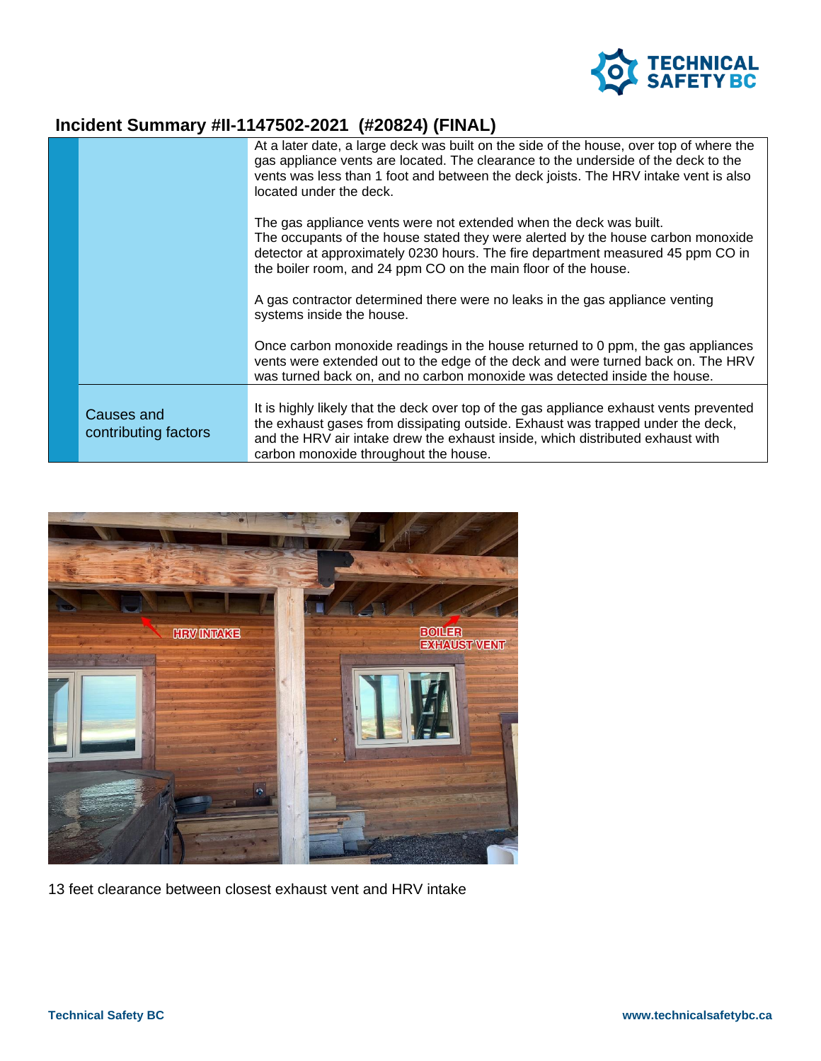# Incident Summary #II-1147502-2021 (#20824) (FINAL)

| | |
|---|---|
| | At a later date, a large deck was built on the side of the house, over top of where the gas appliance vents are located. The clearance to the underside of the deck to the vents was less than 1 foot and between the deck joists. The HRV intake vent is also located under the deck.<br><br>The gas appliance vents were not extended when the deck was built.<br>The occupants of the house stated they were alerted by the house carbon monoxide detector at approximately 0230 hours. The fire department measured 45 ppm CO in the boiler room, and 24 ppm CO on the main floor of the house.<br><br>A gas contractor determined there were no leaks in the gas appliance venting systems inside the house.<br><br>Once carbon monoxide readings in the house returned to 0 ppm, the gas appliances vents were extended out to the edge of the deck and were turned back on. The HRV was turned back on, and no carbon monoxide was detected inside the house. |
| Causes and contributing factors | It is highly likely that the deck over top of the gas appliance exhaust vents prevented the exhaust gases from dissipating outside. Exhaust was trapped under the deck, and the HRV air intake drew the exhaust inside, which distributed exhaust with carbon monoxide throughout the house. |

13 feet clearance between closest exhaust vent and HRV intake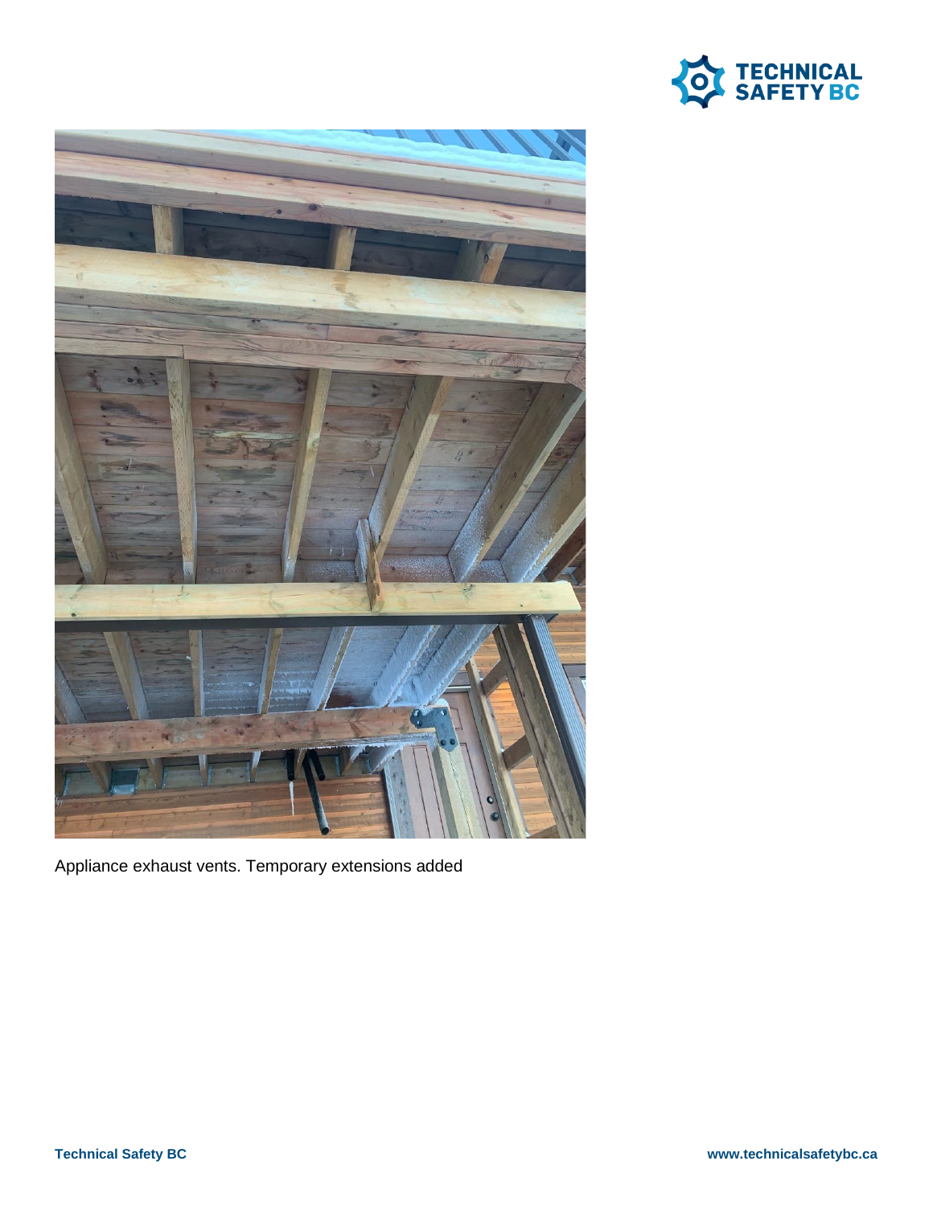Appliance exhaust vents. Temporary extensions added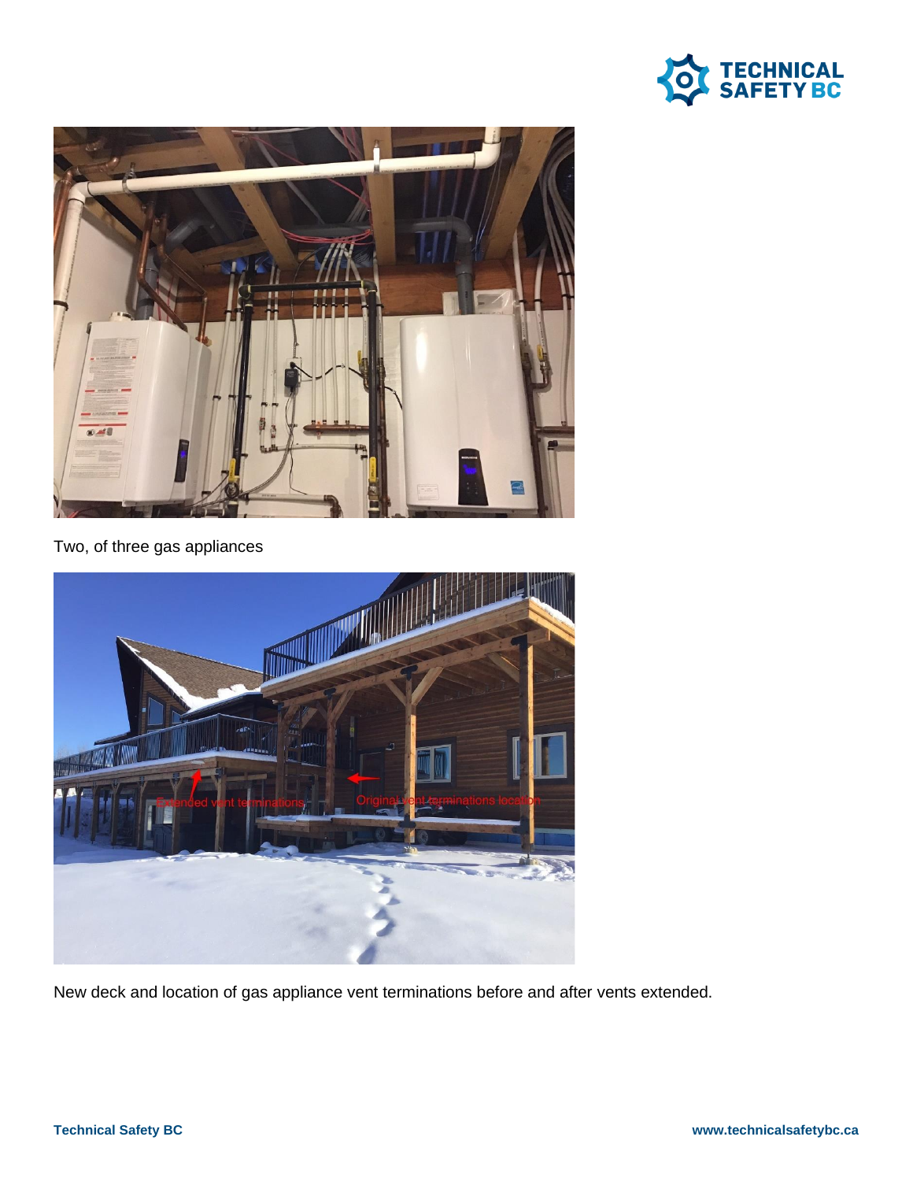Two, of three gas appliances

New deck and location of gas appliance vent terminations before and after vents extended.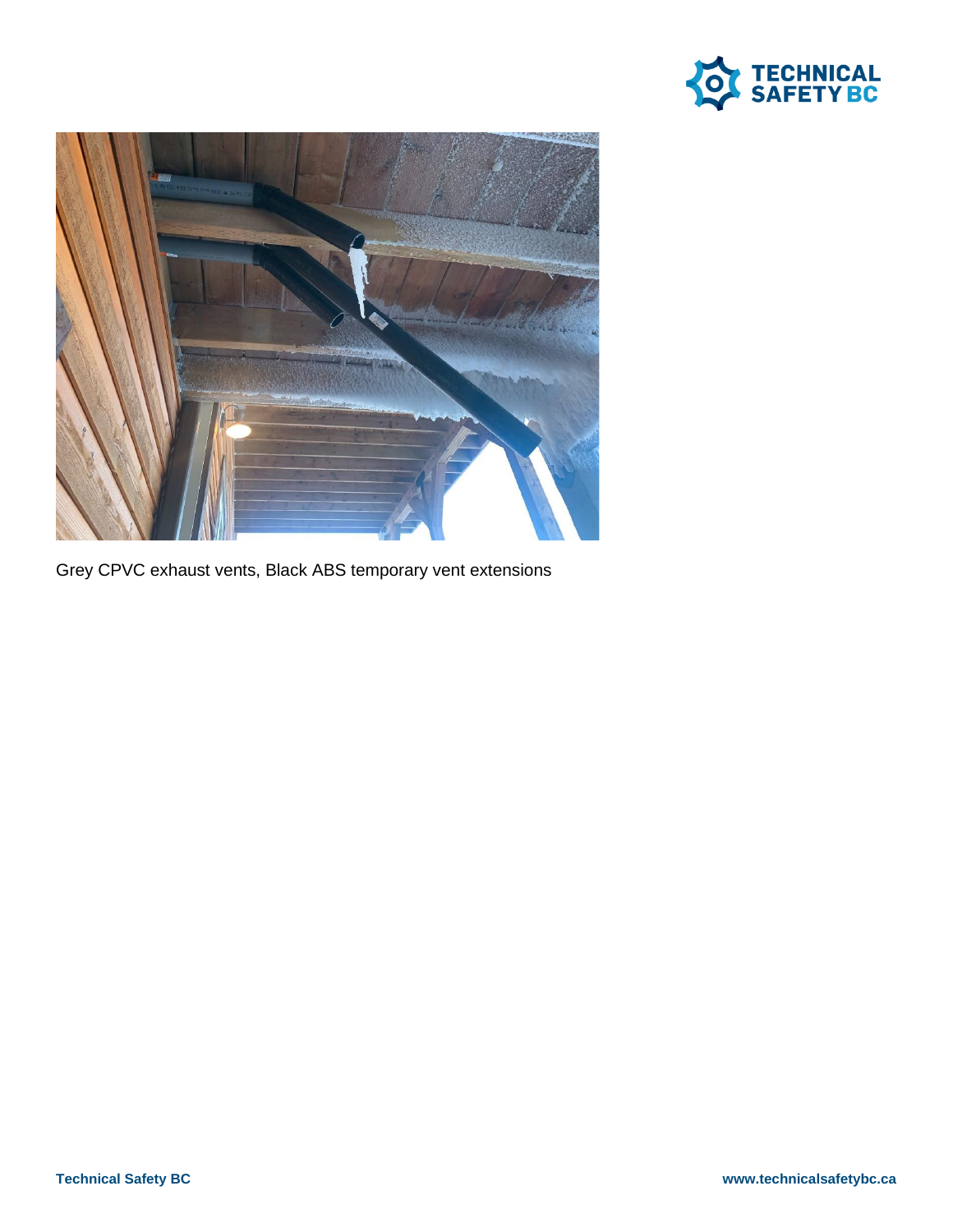Grey CPVC exhaust vents, Black ABS temporary vent extensions